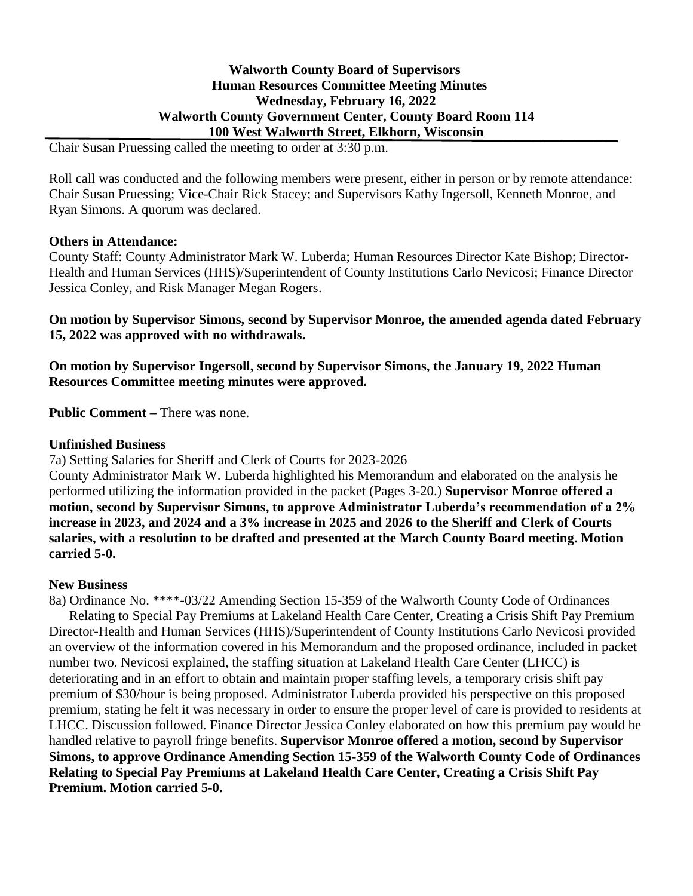**Walworth County Board of Supervisors**
**Human Resources Committee Meeting Minutes**
**Wednesday, February 16, 2022**
**Walworth County Government Center, County Board Room 114**
**100 West Walworth Street, Elkhorn, Wisconsin**

Chair Susan Pruessing called the meeting to order at 3:30 p.m.

Roll call was conducted and the following members were present, either in person or by remote attendance: Chair Susan Pruessing; Vice-Chair Rick Stacey; and Supervisors Kathy Ingersoll, Kenneth Monroe, and Ryan Simons. A quorum was declared.

**Others in Attendance:**

County Staff: County Administrator Mark W. Luberda; Human Resources Director Kate Bishop; Director-Health and Human Services (HHS)/Superintendent of County Institutions Carlo Nevicosi; Finance Director Jessica Conley, and Risk Manager Megan Rogers.

**On motion by Supervisor Simons, second by Supervisor Monroe, the amended agenda dated February 15, 2022 was approved with no withdrawals.**

**On motion by Supervisor Ingersoll, second by Supervisor Simons, the January 19, 2022 Human Resources Committee meeting minutes were approved.**

**Public Comment –** There was none.

**Unfinished Business**

7a) Setting Salaries for Sheriff and Clerk of Courts for 2023-2026

County Administrator Mark W. Luberda highlighted his Memorandum and elaborated on the analysis he performed utilizing the information provided in the packet (Pages 3-20.) **Supervisor Monroe offered a motion, second by Supervisor Simons, to approve Administrator Luberda's recommendation of a 2% increase in 2023, and 2024 and a 3% increase in 2025 and 2026 to the Sheriff and Clerk of Courts salaries, with a resolution to be drafted and presented at the March County Board meeting. Motion carried 5-0.**

**New Business**

8a) Ordinance No. ****-03/22 Amending Section 15-359 of the Walworth County Code of Ordinances Relating to Special Pay Premiums at Lakeland Health Care Center, Creating a Crisis Shift Pay Premium

Director-Health and Human Services (HHS)/Superintendent of County Institutions Carlo Nevicosi provided an overview of the information covered in his Memorandum and the proposed ordinance, included in packet number two. Nevicosi explained, the staffing situation at Lakeland Health Care Center (LHCC) is deteriorating and in an effort to obtain and maintain proper staffing levels, a temporary crisis shift pay premium of $30/hour is being proposed. Administrator Luberda provided his perspective on this proposed premium, stating he felt it was necessary in order to ensure the proper level of care is provided to residents at LHCC. Discussion followed. Finance Director Jessica Conley elaborated on how this premium pay would be handled relative to payroll fringe benefits. **Supervisor Monroe offered a motion, second by Supervisor Simons, to approve Ordinance Amending Section 15-359 of the Walworth County Code of Ordinances Relating to Special Pay Premiums at Lakeland Health Care Center, Creating a Crisis Shift Pay Premium. Motion carried 5-0.**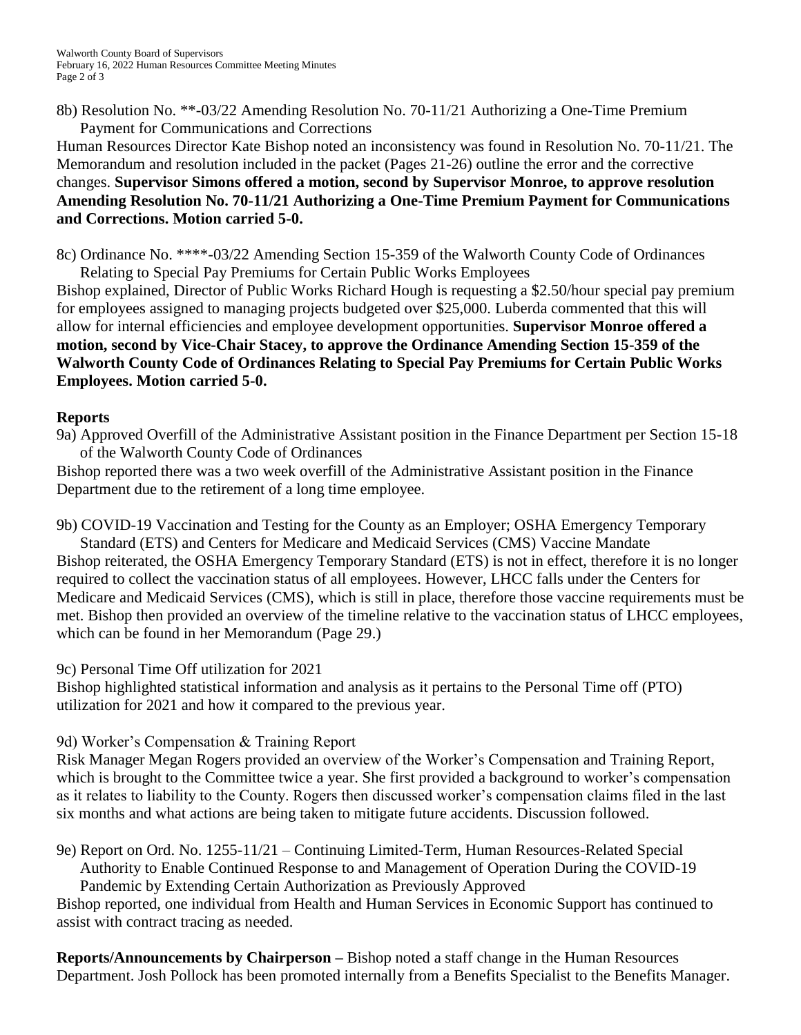8b) Resolution No. **-03/22 Amending Resolution No. 70-11/21 Authorizing a One-Time Premium Payment for Communications and Corrections

Human Resources Director Kate Bishop noted an inconsistency was found in Resolution No. 70-11/21. The Memorandum and resolution included in the packet (Pages 21-26) outline the error and the corrective changes. **Supervisor Simons offered a motion, second by Supervisor Monroe, to approve resolution Amending Resolution No. 70-11/21 Authorizing a One-Time Premium Payment for Communications and Corrections. Motion carried 5-0.**

8c) Ordinance No. ****-03/22 Amending Section 15-359 of the Walworth County Code of Ordinances Relating to Special Pay Premiums for Certain Public Works Employees

Bishop explained, Director of Public Works Richard Hough is requesting a $2.50/hour special pay premium for employees assigned to managing projects budgeted over $25,000. Luberda commented that this will allow for internal efficiencies and employee development opportunities. **Supervisor Monroe offered a motion, second by Vice-Chair Stacey, to approve the Ordinance Amending Section 15-359 of the Walworth County Code of Ordinances Relating to Special Pay Premiums for Certain Public Works Employees. Motion carried 5-0.**

## Reports

9a) Approved Overfill of the Administrative Assistant position in the Finance Department per Section 15-18 of the Walworth County Code of Ordinances

Bishop reported there was a two week overfill of the Administrative Assistant position in the Finance Department due to the retirement of a long time employee.

9b) COVID-19 Vaccination and Testing for the County as an Employer; OSHA Emergency Temporary Standard (ETS) and Centers for Medicare and Medicaid Services (CMS) Vaccine Mandate

Bishop reiterated, the OSHA Emergency Temporary Standard (ETS) is not in effect, therefore it is no longer required to collect the vaccination status of all employees. However, LHCC falls under the Centers for Medicare and Medicaid Services (CMS), which is still in place, therefore those vaccine requirements must be met. Bishop then provided an overview of the timeline relative to the vaccination status of LHCC employees, which can be found in her Memorandum (Page 29.)

9c) Personal Time Off utilization for 2021

Bishop highlighted statistical information and analysis as it pertains to the Personal Time off (PTO) utilization for 2021 and how it compared to the previous year.

9d) Worker's Compensation & Training Report

Risk Manager Megan Rogers provided an overview of the Worker's Compensation and Training Report, which is brought to the Committee twice a year. She first provided a background to worker's compensation as it relates to liability to the County. Rogers then discussed worker's compensation claims filed in the last six months and what actions are being taken to mitigate future accidents. Discussion followed.

9e) Report on Ord. No. 1255-11/21 – Continuing Limited-Term, Human Resources-Related Special Authority to Enable Continued Response to and Management of Operation During the COVID-19 Pandemic by Extending Certain Authorization as Previously Approved

Bishop reported, one individual from Health and Human Services in Economic Support has continued to assist with contract tracing as needed.

**Reports/Announcements by Chairperson –** Bishop noted a staff change in the Human Resources Department. Josh Pollock has been promoted internally from a Benefits Specialist to the Benefits Manager.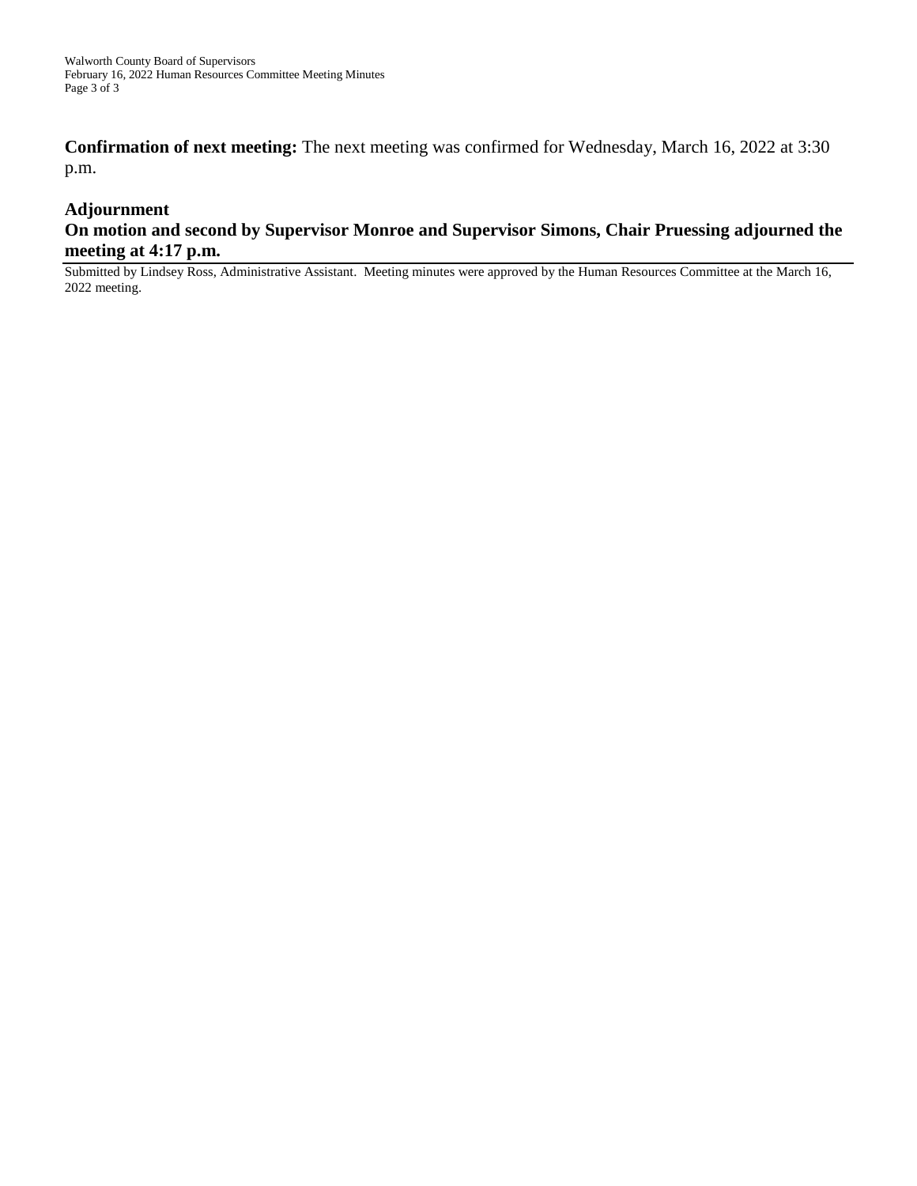**Confirmation of next meeting:** The next meeting was confirmed for Wednesday, March 16, 2022 at 3:30 p.m.

**Adjournment**

**On motion and second by Supervisor Monroe and Supervisor Simons, Chair Pruessing adjourned the meeting at 4:17 p.m.**

---

Submitted by Lindsey Ross, Administrative Assistant. Meeting minutes were approved by the Human Resources Committee at the March 16, 2022 meeting.